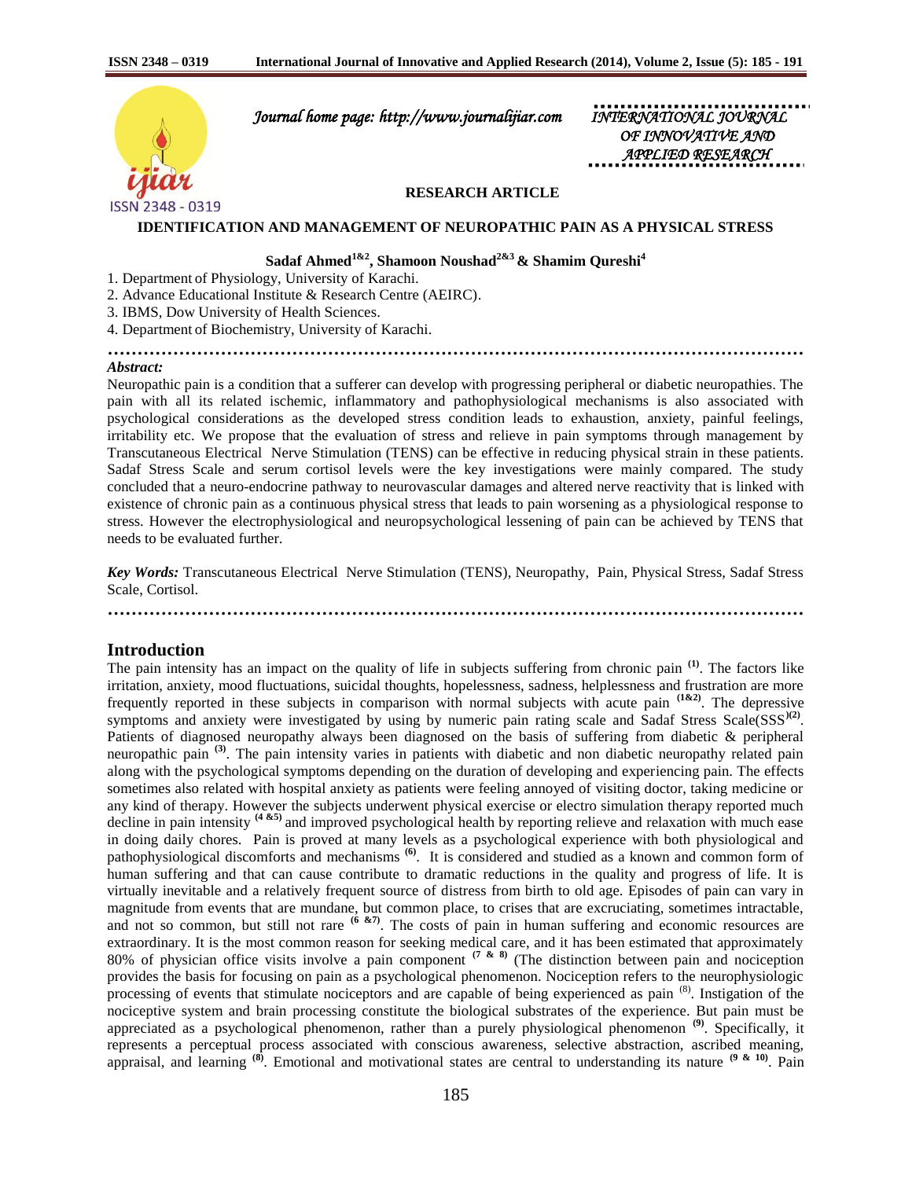*Journal home page: http://www.journalijiar.com*

INTERNATIONAL JOURNAL OF INNOVATIVE AND APPLIED RESEARCH

**RESEARCH ARTICLE**

# IDENTIFICATION AND MANAGEMENT OF NEUROPATHIC PAIN AS A PHYSICAL STRESS

**Sadaf Ahmed[1&2], Shamoon Noushad[2&3] & Shamim Qureshi[4]**

1. Department of Physiology, University of Karachi.
2. Advance Educational Institute & Research Centre (AEIRC).
3. IBMS, Dow University of Health Sciences.
4. Department of Biochemistry, University of Karachi.

***Abstract:***

Neuropathic pain is a condition that a sufferer can develop with progressing peripheral or diabetic neuropathies. The pain with all its related ischemic, inflammatory and pathophysiological mechanisms is also associated with psychological considerations as the developed stress condition leads to exhaustion, anxiety, painful feelings, irritability etc. We propose that the evaluation of stress and relieve in pain symptoms through management by Transcutaneous Electrical Nerve Stimulation (TENS) can be effective in reducing physical strain in these patients. Sadaf Stress Scale and serum cortisol levels were the key investigations were mainly compared. The study concluded that a neuro-endocrine pathway to neurovascular damages and altered nerve reactivity that is linked with existence of chronic pain as a continuous physical stress that leads to pain worsening as a physiological response to stress. However the electrophysiological and neuropsychological lessening of pain can be achieved by TENS that needs to be evaluated further.

***Key Words:*** Transcutaneous Electrical Nerve Stimulation (TENS), Neuropathy, Pain, Physical Stress, Sadaf Stress Scale, Cortisol.

## Introduction

The pain intensity has an impact on the quality of life in subjects suffering from chronic pain [(1)]. The factors like irritation, anxiety, mood fluctuations, suicidal thoughts, hopelessness, sadness, helplessness and frustration are more frequently reported in these subjects in comparison with normal subjects with acute pain [(1&2)]. The depressive symptoms and anxiety were investigated by using by numeric pain rating scale and Sadaf Stress Scale(SSS[)(2)]. Patients of diagnosed neuropathy always been diagnosed on the basis of suffering from diabetic & peripheral neuropathic pain [(3)]. The pain intensity varies in patients with diabetic and non diabetic neuropathy related pain along with the psychological symptoms depending on the duration of developing and experiencing pain. The effects sometimes also related with hospital anxiety as patients were feeling annoyed of visiting doctor, taking medicine or any kind of therapy. However the subjects underwent physical exercise or electro simulation therapy reported much decline in pain intensity [(4 &5)] and improved psychological health by reporting relieve and relaxation with much ease in doing daily chores. Pain is proved at many levels as a psychological experience with both physiological and pathophysiological discomforts and mechanisms [(6)]. It is considered and studied as a known and common form of human suffering and that can cause contribute to dramatic reductions in the quality and progress of life. It is virtually inevitable and a relatively frequent source of distress from birth to old age. Episodes of pain can vary in magnitude from events that are mundane, but common place, to crises that are excruciating, sometimes intractable, and not so common, but still not rare [(6 &7)]. The costs of pain in human suffering and economic resources are extraordinary. It is the most common reason for seeking medical care, and it has been estimated that approximately 80% of physician office visits involve a pain component [(7 & 8)] (The distinction between pain and nociception provides the basis for focusing on pain as a psychological phenomenon. Nociception refers to the neurophysiologic processing of events that stimulate nociceptors and are capable of being experienced as pain [(8)]. Instigation of the nociceptive system and brain processing constitute the biological substrates of the experience. But pain must be appreciated as a psychological phenomenon, rather than a purely physiological phenomenon [(9)]. Specifically, it represents a perceptual process associated with conscious awareness, selective abstraction, ascribed meaning, appraisal, and learning [(8)]. Emotional and motivational states are central to understanding its nature [(9 & 10)]. Pain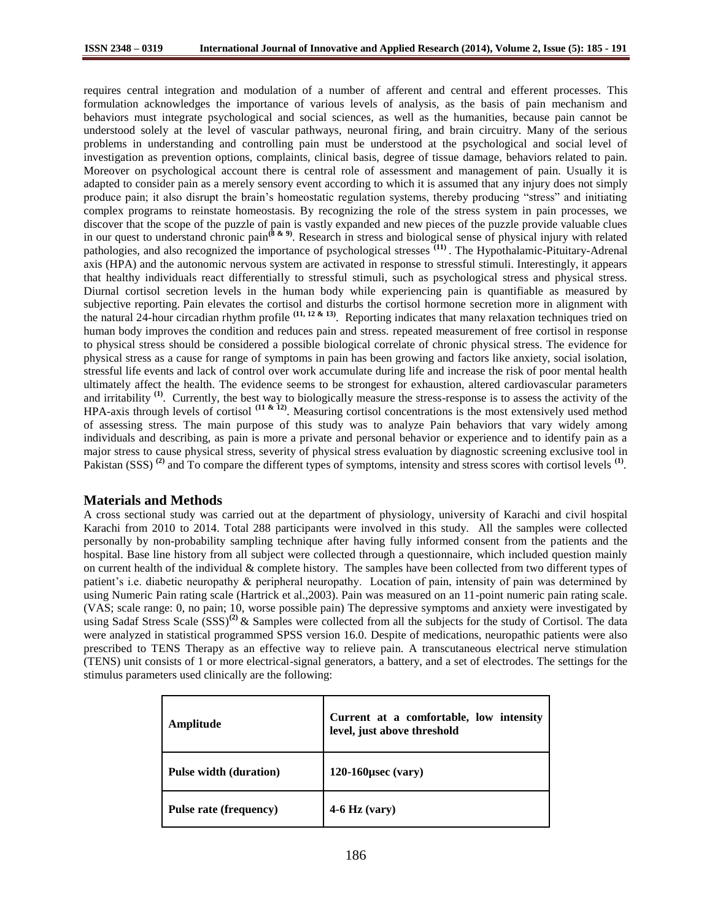requires central integration and modulation of a number of afferent and central and efferent processes. This formulation acknowledges the importance of various levels of analysis, as the basis of pain mechanism and behaviors must integrate psychological and social sciences, as well as the humanities, because pain cannot be understood solely at the level of vascular pathways, neuronal firing, and brain circuitry. Many of the serious problems in understanding and controlling pain must be understood at the psychological and social level of investigation as prevention options, complaints, clinical basis, degree of tissue damage, behaviors related to pain. Moreover on psychological account there is central role of assessment and management of pain. Usually it is adapted to consider pain as a merely sensory event according to which it is assumed that any injury does not simply produce pain; it also disrupt the brain's homeostatic regulation systems, thereby producing "stress" and initiating complex programs to reinstate homeostasis. By recognizing the role of the stress system in pain processes, we discover that the scope of the puzzle of pain is vastly expanded and new pieces of the puzzle provide valuable clues in our quest to understand chronic pain[8 & 9]. Research in stress and biological sense of physical injury with related pathologies, and also recognized the importance of psychological stresses [11]. The Hypothalamic-Pituitary-Adrenal axis (HPA) and the autonomic nervous system are activated in response to stressful stimuli. Interestingly, it appears that healthy individuals react differentially to stressful stimuli, such as psychological stress and physical stress. Diurnal cortisol secretion levels in the human body while experiencing pain is quantifiable as measured by subjective reporting. Pain elevates the cortisol and disturbs the cortisol hormone secretion more in alignment with the natural 24-hour circadian rhythm profile [11, 12 & 13]. Reporting indicates that many relaxation techniques tried on human body improves the condition and reduces pain and stress. repeated measurement of free cortisol in response to physical stress should be considered a possible biological correlate of chronic physical stress. The evidence for physical stress as a cause for range of symptoms in pain has been growing and factors like anxiety, social isolation, stressful life events and lack of control over work accumulate during life and increase the risk of poor mental health ultimately affect the health. The evidence seems to be strongest for exhaustion, altered cardiovascular parameters and irritability [1]. Currently, the best way to biologically measure the stress-response is to assess the activity of the HPA-axis through levels of cortisol [11 & 12]. Measuring cortisol concentrations is the most extensively used method of assessing stress. The main purpose of this study was to analyze Pain behaviors that vary widely among individuals and describing, as pain is more a private and personal behavior or experience and to identify pain as a major stress to cause physical stress, severity of physical stress evaluation by diagnostic screening exclusive tool in Pakistan (SSS) [2] and To compare the different types of symptoms, intensity and stress scores with cortisol levels [1].

## Materials and Methods

A cross sectional study was carried out at the department of physiology, university of Karachi and civil hospital Karachi from 2010 to 2014. Total 288 participants were involved in this study. All the samples were collected personally by non-probability sampling technique after having fully informed consent from the patients and the hospital. Base line history from all subject were collected through a questionnaire, which included question mainly on current health of the individual & complete history. The samples have been collected from two different types of patient's i.e. diabetic neuropathy & peripheral neuropathy. Location of pain, intensity of pain was determined by using Numeric Pain rating scale (Hartrick et al.,2003). Pain was measured on an 11-point numeric pain rating scale. (VAS; scale range: 0, no pain; 10, worse possible pain) The depressive symptoms and anxiety were investigated by using Sadaf Stress Scale (SSS)[2] & Samples were collected from all the subjects for the study of Cortisol. The data were analyzed in statistical programmed SPSS version 16.0. Despite of medications, neuropathic patients were also prescribed to TENS Therapy as an effective way to relieve pain. A transcutaneous electrical nerve stimulation (TENS) unit consists of 1 or more electrical-signal generators, a battery, and a set of electrodes. The settings for the stimulus parameters used clinically are the following:

| Amplitude | Current at a comfortable, low intensity level, just above threshold |
|---|---|
| Pulse width (duration) | 120-160μsec (vary) |
| Pulse rate (frequency) | 4-6 Hz (vary) |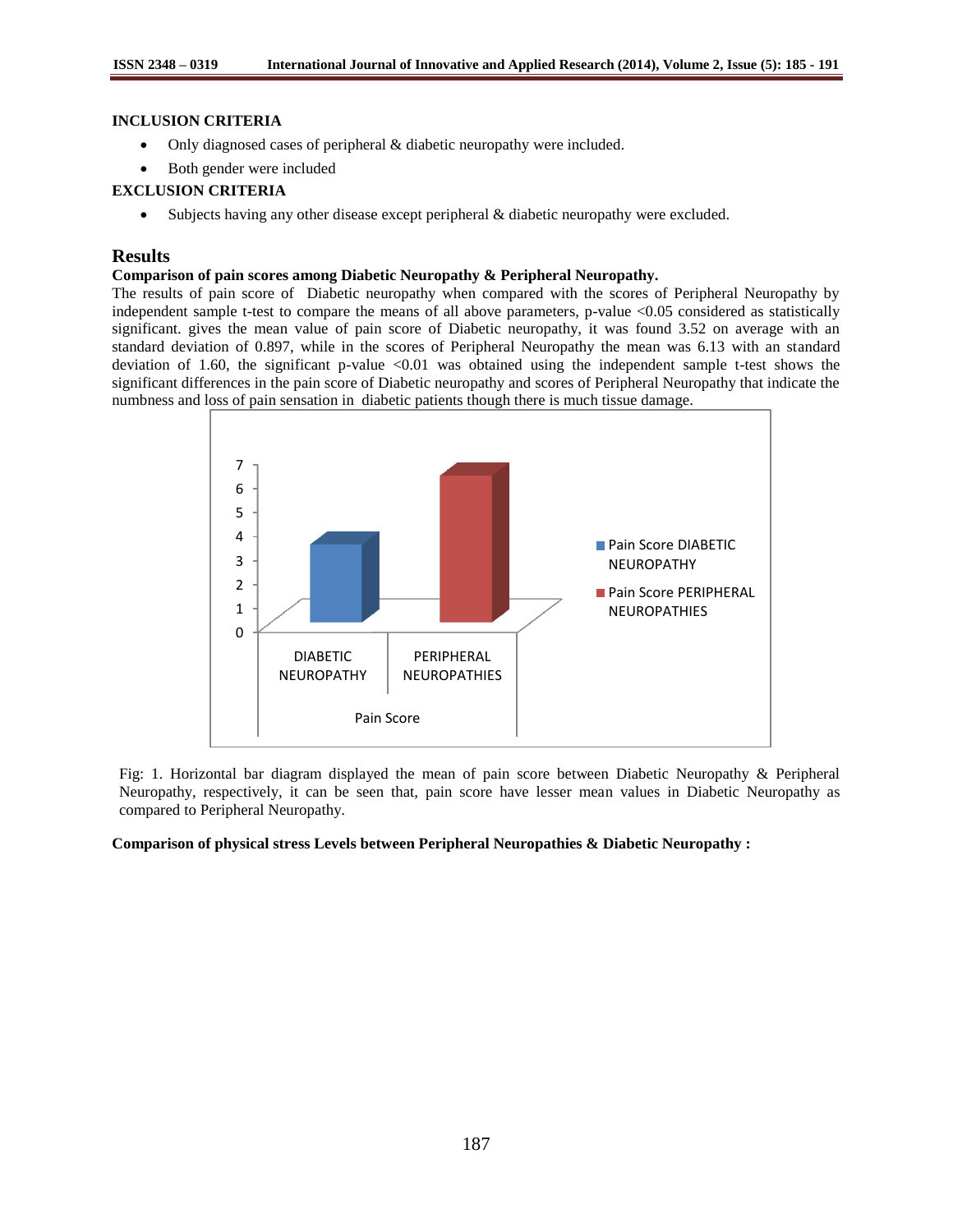### INCLUSION CRITERIA

- Only diagnosed cases of peripheral & diabetic neuropathy were included.
- Both gender were included

### EXCLUSION CRITERIA

- Subjects having any other disease except peripheral & diabetic neuropathy were excluded.

## Results

**Comparison of pain scores among Diabetic Neuropathy & Peripheral Neuropathy.**

The results of pain score of Diabetic neuropathy when compared with the scores of Peripheral Neuropathy by independent sample t-test to compare the means of all above parameters, p-value <0.05 considered as statistically significant. gives the mean value of pain score of Diabetic neuropathy, it was found 3.52 on average with an standard deviation of 0.897, while in the scores of Peripheral Neuropathy the mean was 6.13 with an standard deviation of 1.60, the significant p-value <0.01 was obtained using the independent sample t-test shows the significant differences in the pain score of Diabetic neuropathy and scores of Peripheral Neuropathy that indicate the numbness and loss of pain sensation in diabetic patients though there is much tissue damage.

Fig: 1. Horizontal bar diagram displayed the mean of pain score between Diabetic Neuropathy & Peripheral Neuropathy, respectively, it can be seen that, pain score have lesser mean values in Diabetic Neuropathy as compared to Peripheral Neuropathy.

**Comparison of physical stress Levels between Peripheral Neuropathies & Diabetic Neuropathy :**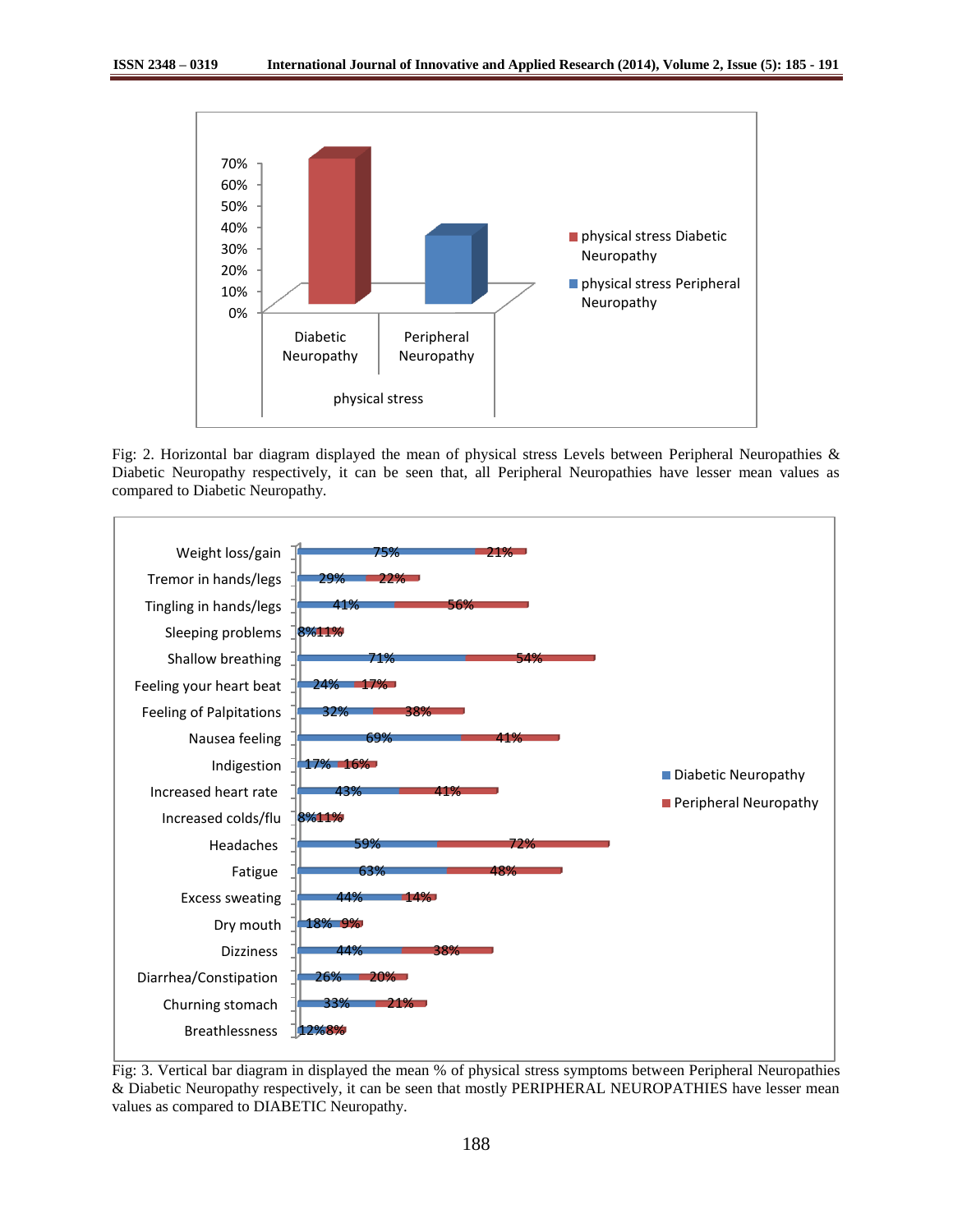Fig: 2. Horizontal bar diagram displayed the mean of physical stress Levels between Peripheral Neuropathies & Diabetic Neuropathy respectively, it can be seen that, all Peripheral Neuropathies have lesser mean values as compared to Diabetic Neuropathy.

Fig: 3. Vertical bar diagram in displayed the mean % of physical stress symptoms between Peripheral Neuropathies & Diabetic Neuropathy respectively, it can be seen that mostly PERIPHERAL NEUROPATHIES have lesser mean values as compared to DIABETIC Neuropathy.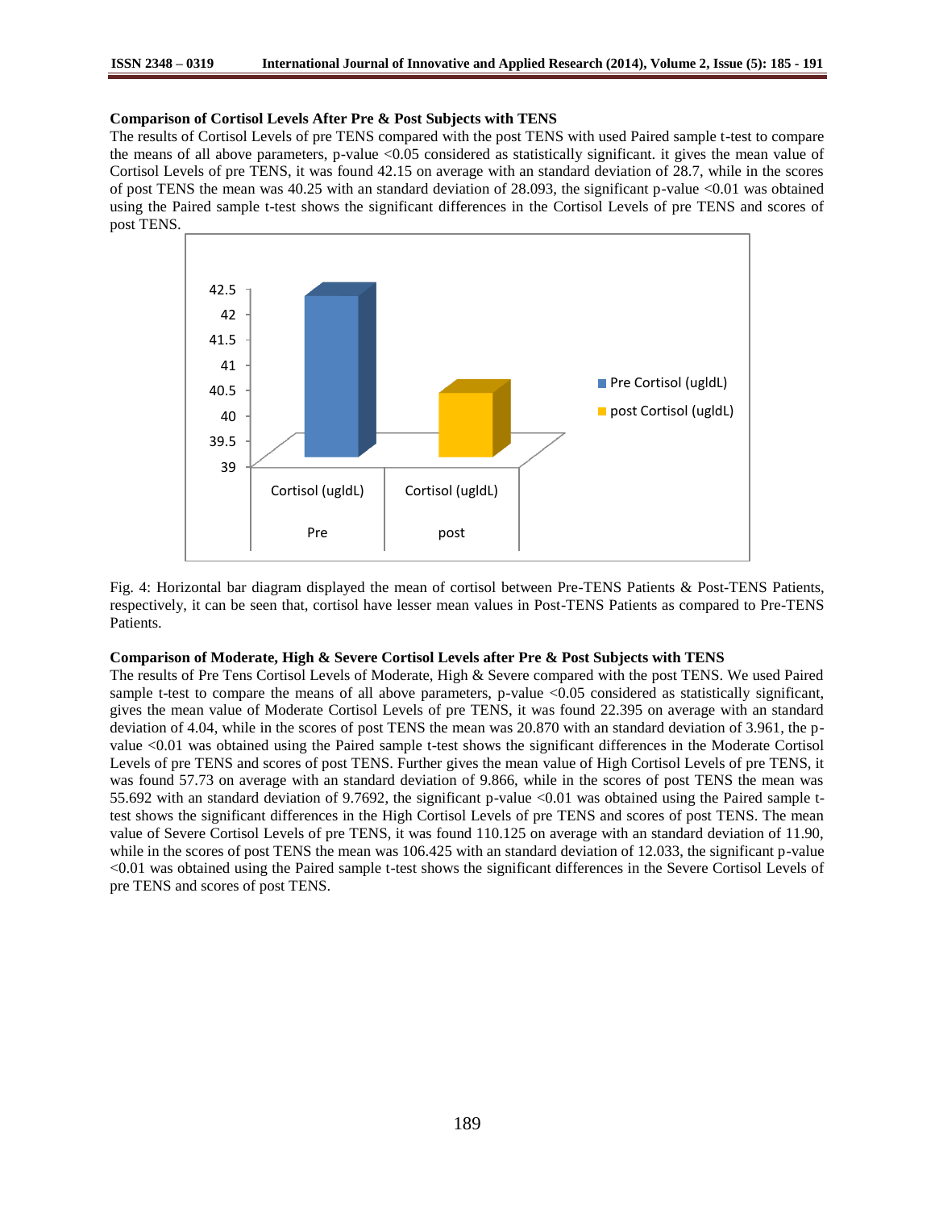**Comparison of Cortisol Levels After Pre & Post Subjects with TENS**

The results of Cortisol Levels of pre TENS compared with the post TENS with used Paired sample t-test to compare the means of all above parameters, p-value <0.05 considered as statistically significant. it gives the mean value of Cortisol Levels of pre TENS, it was found 42.15 on average with an standard deviation of 28.7, while in the scores of post TENS the mean was 40.25 with an standard deviation of 28.093, the significant p-value <0.01 was obtained using the Paired sample t-test shows the significant differences in the Cortisol Levels of pre TENS and scores of post TENS.

Fig. 4: Horizontal bar diagram displayed the mean of cortisol between Pre-TENS Patients & Post-TENS Patients, respectively, it can be seen that, cortisol have lesser mean values in Post-TENS Patients as compared to Pre-TENS Patients.

**Comparison of Moderate, High & Severe Cortisol Levels after Pre & Post Subjects with TENS**

The results of Pre Tens Cortisol Levels of Moderate, High & Severe compared with the post TENS. We used Paired sample t-test to compare the means of all above parameters, p-value <0.05 considered as statistically significant, gives the mean value of Moderate Cortisol Levels of pre TENS, it was found 22.395 on average with an standard deviation of 4.04, while in the scores of post TENS the mean was 20.870 with an standard deviation of 3.961, the p-value <0.01 was obtained using the Paired sample t-test shows the significant differences in the Moderate Cortisol Levels of pre TENS and scores of post TENS. Further gives the mean value of High Cortisol Levels of pre TENS, it was found 57.73 on average with an standard deviation of 9.866, while in the scores of post TENS the mean was 55.692 with an standard deviation of 9.7692, the significant p-value <0.01 was obtained using the Paired sample t-test shows the significant differences in the High Cortisol Levels of pre TENS and scores of post TENS. The mean value of Severe Cortisol Levels of pre TENS, it was found 110.125 on average with an standard deviation of 11.90, while in the scores of post TENS the mean was 106.425 with an standard deviation of 12.033, the significant p-value <0.01 was obtained using the Paired sample t-test shows the significant differences in the Severe Cortisol Levels of pre TENS and scores of post TENS.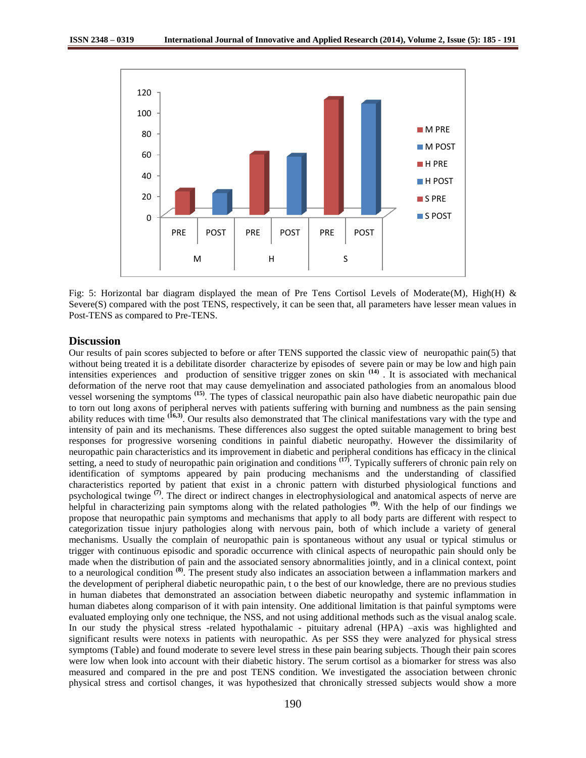Fig: 5: Horizontal bar diagram displayed the mean of Pre Tens Cortisol Levels of Moderate(M), High(H) & Severe(S) compared with the post TENS, respectively, it can be seen that, all parameters have lesser mean values in Post-TENS as compared to Pre-TENS.

## Discussion

Our results of pain scores subjected to before or after TENS supported the classic view of neuropathic pain(5) that without being treated it is a debilitate disorder characterize by episodes of severe pain or may be low and high pain intensities experiences and production of sensitive trigger zones on skin [14] . It is associated with mechanical deformation of the nerve root that may cause demyelination and associated pathologies from an anomalous blood vessel worsening the symptoms [15]. The types of classical neuropathic pain also have diabetic neuropathic pain due to torn out long axons of peripheral nerves with patients suffering with burning and numbness as the pain sensing ability reduces with time [16,3]. Our results also demonstrated that The clinical manifestations vary with the type and intensity of pain and its mechanisms. These differences also suggest the opted suitable management to bring best responses for progressive worsening conditions in painful diabetic neuropathy. However the dissimilarity of neuropathic pain characteristics and its improvement in diabetic and peripheral conditions has efficacy in the clinical setting, a need to study of neuropathic pain origination and conditions [17]. Typically sufferers of chronic pain rely on identification of symptoms appeared by pain producing mechanisms and the understanding of classified characteristics reported by patient that exist in a chronic pattern with disturbed physiological functions and psychological twinge [7]. The direct or indirect changes in electrophysiological and anatomical aspects of nerve are helpful in characterizing pain symptoms along with the related pathologies [9]. With the help of our findings we propose that neuropathic pain symptoms and mechanisms that apply to all body parts are different with respect to categorization tissue injury pathologies along with nervous pain, both of which include a variety of general mechanisms. Usually the complain of neuropathic pain is spontaneous without any usual or typical stimulus or trigger with continuous episodic and sporadic occurrence with clinical aspects of neuropathic pain should only be made when the distribution of pain and the associated sensory abnormalities jointly, and in a clinical context, point to a neurological condition [8]. The present study also indicates an association between a inflammation markers and the development of peripheral diabetic neuropathic pain, t o the best of our knowledge, there are no previous studies in human diabetes that demonstrated an association between diabetic neuropathy and systemic inflammation in human diabetes along comparison of it with pain intensity. One additional limitation is that painful symptoms were evaluated employing only one technique, the NSS, and not using additional methods such as the visual analog scale. In our study the physical stress -related hypothalamic - pituitary adrenal (HPA) –axis was highlighted and significant results were notexs in patients with neuropathic. As per SSS they were analyzed for physical stress symptoms (Table) and found moderate to severe level stress in these pain bearing subjects. Though their pain scores were low when look into account with their diabetic history. The serum cortisol as a biomarker for stress was also measured and compared in the pre and post TENS condition. We investigated the association between chronic physical stress and cortisol changes, it was hypothesized that chronically stressed subjects would show a more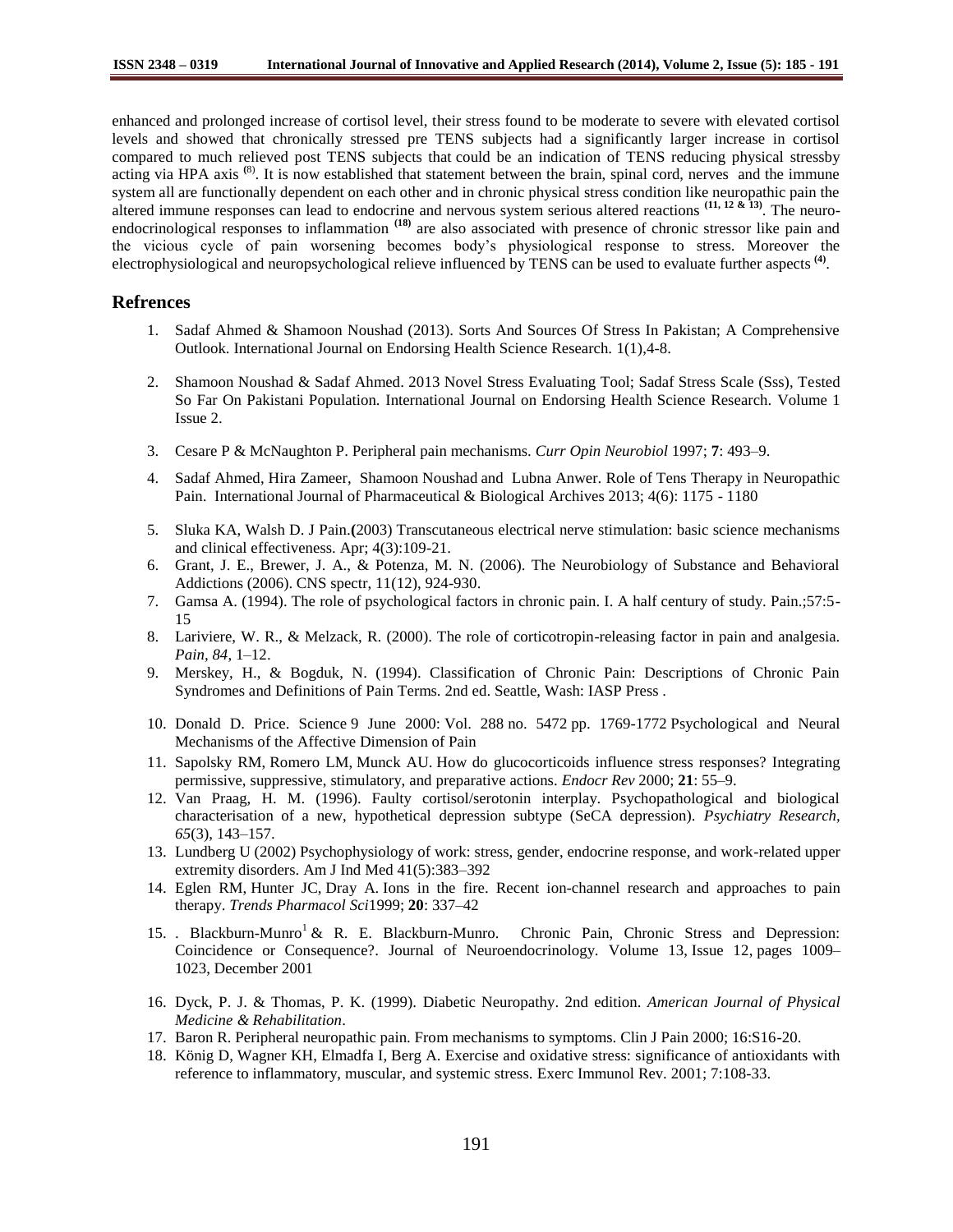enhanced and prolonged increase of cortisol level, their stress found to be moderate to severe with elevated cortisol levels and showed that chronically stressed pre TENS subjects had a significantly larger increase in cortisol compared to much relieved post TENS subjects that could be an indication of TENS reducing physical stressby acting via HPA axis [8]. It is now established that statement between the brain, spinal cord, nerves and the immune system all are functionally dependent on each other and in chronic physical stress condition like neuropathic pain the altered immune responses can lead to endocrine and nervous system serious altered reactions [11, 12 & 13]. The neuro-endocrinological responses to inflammation [18] are also associated with presence of chronic stressor like pain and the vicious cycle of pain worsening becomes body's physiological response to stress. Moreover the electrophysiological and neuropsychological relieve influenced by TENS can be used to evaluate further aspects [4].

## Refrences

1. Sadaf Ahmed & Shamoon Noushad (2013). Sorts And Sources Of Stress In Pakistan; A Comprehensive Outlook. International Journal on Endorsing Health Science Research. 1(1),4-8.
2. Shamoon Noushad & Sadaf Ahmed. 2013 Novel Stress Evaluating Tool; Sadaf Stress Scale (Sss), Tested So Far On Pakistani Population. International Journal on Endorsing Health Science Research. Volume 1 Issue 2.
3. Cesare P & McNaughton P. Peripheral pain mechanisms. *Curr Opin Neurobiol* 1997; **7**: 493–9.
4. Sadaf Ahmed, Hira Zameer, Shamoon Noushad and Lubna Anwer. Role of Tens Therapy in Neuropathic Pain. International Journal of Pharmaceutical & Biological Archives 2013; 4(6): 1175 - 1180
5. Sluka KA, Walsh D. J Pain.**(**2003) Transcutaneous electrical nerve stimulation: basic science mechanisms and clinical effectiveness. Apr; 4(3):109-21.
6. Grant, J. E., Brewer, J. A., & Potenza, M. N. (2006). The Neurobiology of Substance and Behavioral Addictions (2006). CNS spectr, 11(12), 924-930.
7. Gamsa A. (1994). The role of psychological factors in chronic pain. I. A half century of study. Pain.;57:5-15
8. Lariviere, W. R., & Melzack, R. (2000). The role of corticotropin-releasing factor in pain and analgesia. *Pain, 84*, 1–12.
9. Merskey, H., & Bogduk, N. (1994). Classification of Chronic Pain: Descriptions of Chronic Pain Syndromes and Definitions of Pain Terms. 2nd ed. Seattle, Wash: IASP Press .
10. Donald D. Price. Science 9 June 2000: Vol. 288 no. 5472 pp. 1769-1772 Psychological and Neural Mechanisms of the Affective Dimension of Pain
11. Sapolsky RM, Romero LM, Munck AU. How do glucocorticoids influence stress responses? Integrating permissive, suppressive, stimulatory, and preparative actions. *Endocr Rev* 2000; **21**: 55–9.
12. Van Praag, H. M. (1996). Faulty cortisol/serotonin interplay. Psychopathological and biological characterisation of a new, hypothetical depression subtype (SeCA depression). *Psychiatry Research, 65*(3), 143–157.
13. Lundberg U (2002) Psychophysiology of work: stress, gender, endocrine response, and work-related upper extremity disorders. Am J Ind Med 41(5):383–392
14. Eglen RM, Hunter JC, Dray A. Ions in the fire. Recent ion-channel research and approaches to pain therapy. *Trends Pharmacol Sci*1999; **20**: 337–42
15. . Blackburn-Munro[1] & R. E. Blackburn-Munro. Chronic Pain, Chronic Stress and Depression: Coincidence or Consequence?. Journal of Neuroendocrinology. Volume 13, Issue 12, pages 1009–1023, December 2001
16. Dyck, P. J. & Thomas, P. K. (1999). Diabetic Neuropathy. 2nd edition. *American Journal of Physical Medicine & Rehabilitation*.
17. Baron R. Peripheral neuropathic pain. From mechanisms to symptoms. Clin J Pain 2000; 16:S16-20.
18. König D, Wagner KH, Elmadfa I, Berg A. Exercise and oxidative stress: significance of antioxidants with reference to inflammatory, muscular, and systemic stress. Exerc Immunol Rev. 2001; 7:108-33.